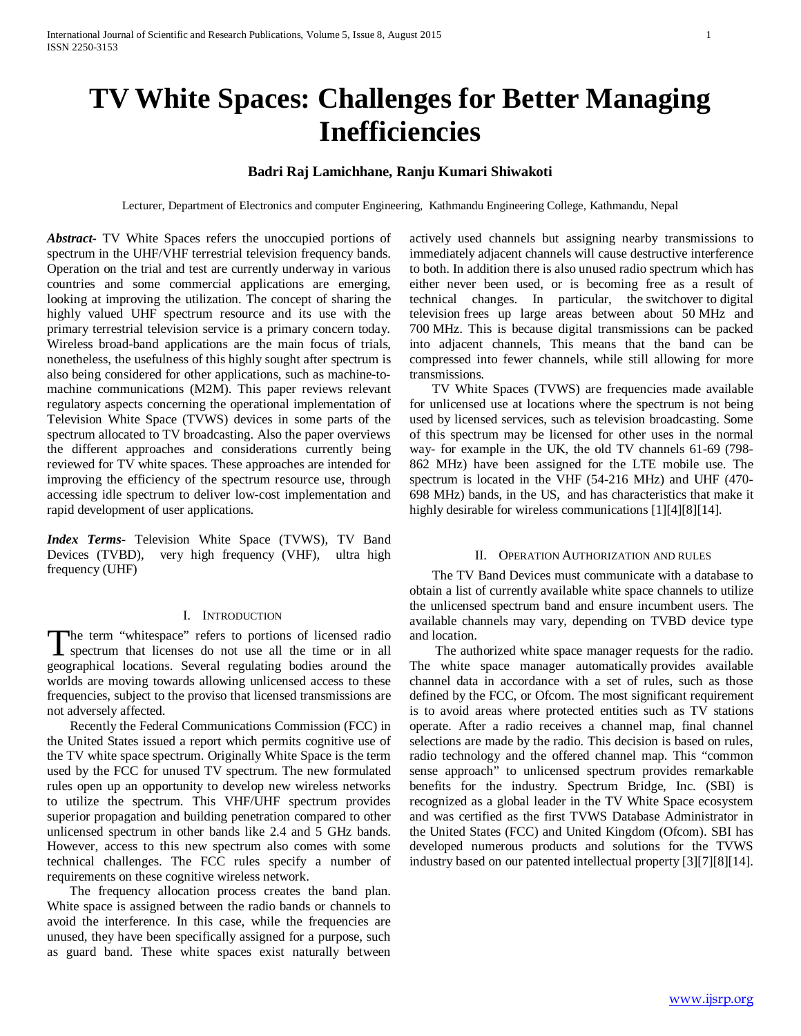# TV White Spaces: Challenges for Better Managing Inefficiencies

**Badri Raj Lamichhane, Ranju Kumari Shiwakoti**

Lecturer, Department of Electronics and computer Engineering, Kathmandu Engineering College, Kathmandu, Nepal

***Abstract***- TV White Spaces refers the unoccupied portions of spectrum in the UHF/VHF terrestrial television frequency bands. Operation on the trial and test are currently underway in various countries and some commercial applications are emerging, looking at improving the utilization. The concept of sharing the highly valued UHF spectrum resource and its use with the primary terrestrial television service is a primary concern today. Wireless broad-band applications are the main focus of trials, nonetheless, the usefulness of this highly sought after spectrum is also being considered for other applications, such as machine-to-machine communications (M2M). This paper reviews relevant regulatory aspects concerning the operational implementation of Television White Space (TVWS) devices in some parts of the spectrum allocated to TV broadcasting. Also the paper overviews the different approaches and considerations currently being reviewed for TV white spaces. These approaches are intended for improving the efficiency of the spectrum resource use, through accessing idle spectrum to deliver low-cost implementation and rapid development of user applications.

***Index Terms***- Television White Space (TVWS), TV Band Devices (TVBD), very high frequency (VHF), ultra high frequency (UHF)

## I. Introduction

The term "whitespace" refers to portions of licensed radio spectrum that licenses do not use all the time or in all geographical locations. Several regulating bodies around the worlds are moving towards allowing unlicensed access to these frequencies, subject to the proviso that licensed transmissions are not adversely affected.

Recently the Federal Communications Commission (FCC) in the United States issued a report which permits cognitive use of the TV white space spectrum. Originally White Space is the term used by the FCC for unused TV spectrum. The new formulated rules open up an opportunity to develop new wireless networks to utilize the spectrum. This VHF/UHF spectrum provides superior propagation and building penetration compared to other unlicensed spectrum in other bands like 2.4 and 5 GHz bands. However, access to this new spectrum also comes with some technical challenges. The FCC rules specify a number of requirements on these cognitive wireless network.

The frequency allocation process creates the band plan. White space is assigned between the radio bands or channels to avoid the interference. In this case, while the frequencies are unused, they have been specifically assigned for a purpose, such as guard band. These white spaces exist naturally between actively used channels but assigning nearby transmissions to immediately adjacent channels will cause destructive interference to both. In addition there is also unused radio spectrum which has either never been used, or is becoming free as a result of technical changes. In particular, the switchover to digital television frees up large areas between about 50 MHz and 700 MHz. This is because digital transmissions can be packed into adjacent channels, This means that the band can be compressed into fewer channels, while still allowing for more transmissions.

TV White Spaces (TVWS) are frequencies made available for unlicensed use at locations where the spectrum is not being used by licensed services, such as television broadcasting. Some of this spectrum may be licensed for other uses in the normal way- for example in the UK, the old TV channels 61-69 (798-862 MHz) have been assigned for the LTE mobile use. The spectrum is located in the VHF (54-216 MHz) and UHF (470-698 MHz) bands, in the US, and has characteristics that make it highly desirable for wireless communications [1][4][8][14].

## II. Operation Authorization and Rules

The TV Band Devices must communicate with a database to obtain a list of currently available white space channels to utilize the unlicensed spectrum band and ensure incumbent users. The available channels may vary, depending on TVBD device type and location.

The authorized white space manager requests for the radio. The white space manager automatically provides available channel data in accordance with a set of rules, such as those defined by the FCC, or Ofcom. The most significant requirement is to avoid areas where protected entities such as TV stations operate. After a radio receives a channel map, final channel selections are made by the radio. This decision is based on rules, radio technology and the offered channel map. This "common sense approach" to unlicensed spectrum provides remarkable benefits for the industry. Spectrum Bridge, Inc. (SBI) is recognized as a global leader in the TV White Space ecosystem and was certified as the first TVWS Database Administrator in the United States (FCC) and United Kingdom (Ofcom). SBI has developed numerous products and solutions for the TVWS industry based on our patented intellectual property [3][7][8][14].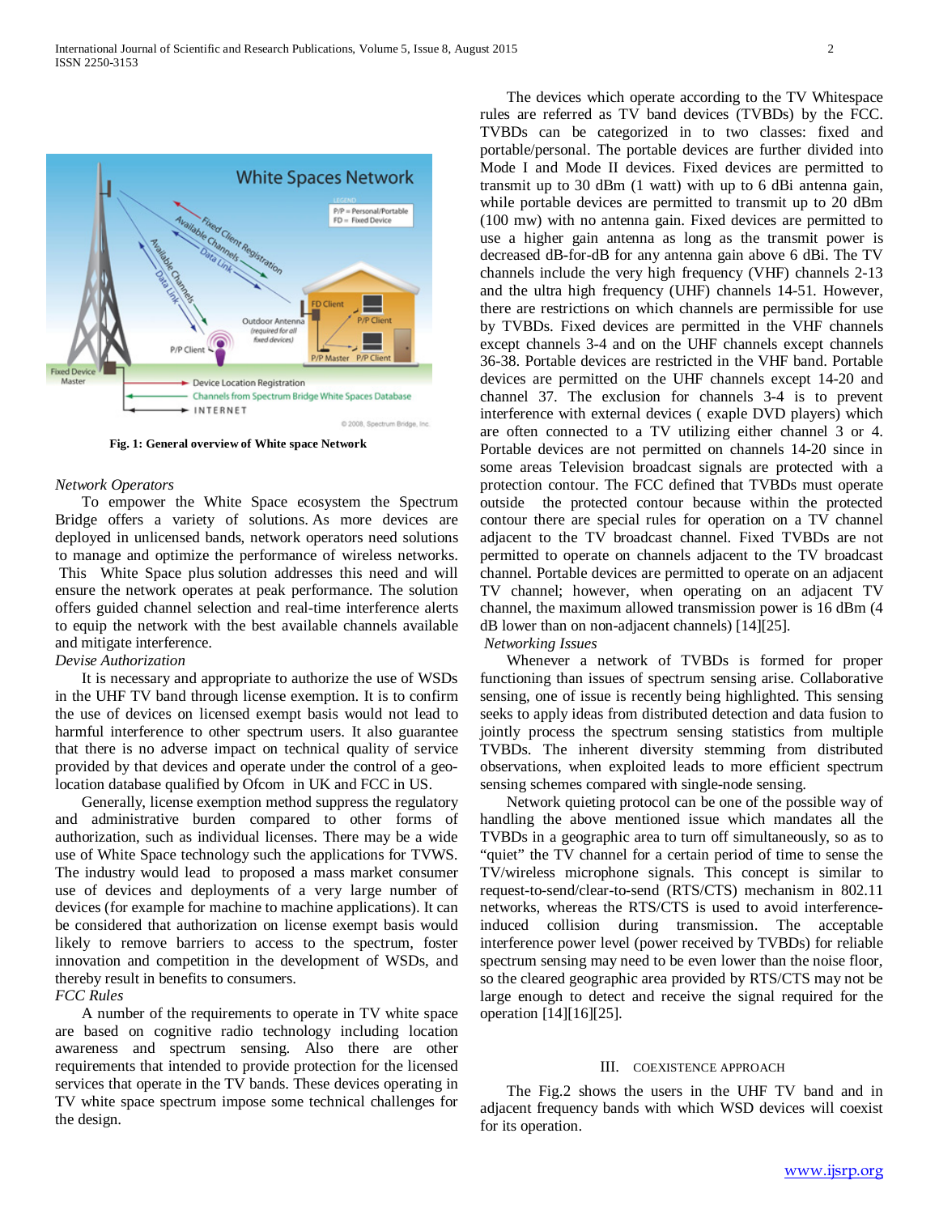Fig. 1: General overview of White space Network

*Network Operators*

To empower the White Space ecosystem the Spectrum Bridge offers a variety of solutions. As more devices are deployed in unlicensed bands, network operators need solutions to manage and optimize the performance of wireless networks. This White Space plus solution addresses this need and will ensure the network operates at peak performance. The solution offers guided channel selection and real-time interference alerts to equip the network with the best available channels available and mitigate interference.

*Devise Authorization*

It is necessary and appropriate to authorize the use of WSDs in the UHF TV band through license exemption. It is to confirm the use of devices on licensed exempt basis would not lead to harmful interference to other spectrum users. It also guarantee that there is no adverse impact on technical quality of service provided by that devices and operate under the control of a geo-location database qualified by Ofcom in UK and FCC in US.

Generally, license exemption method suppress the regulatory and administrative burden compared to other forms of authorization, such as individual licenses. There may be a wide use of White Space technology such the applications for TVWS. The industry would lead to proposed a mass market consumer use of devices and deployments of a very large number of devices (for example for machine to machine applications). It can be considered that authorization on license exempt basis would likely to remove barriers to access to the spectrum, foster innovation and competition in the development of WSDs, and thereby result in benefits to consumers.

*FCC Rules*

A number of the requirements to operate in TV white space are based on cognitive radio technology including location awareness and spectrum sensing. Also there are other requirements that intended to provide protection for the licensed services that operate in the TV bands. These devices operating in TV white space spectrum impose some technical challenges for the design.

The devices which operate according to the TV Whitespace rules are referred as TV band devices (TVBDs) by the FCC. TVBDs can be categorized in to two classes: fixed and portable/personal. The portable devices are further divided into Mode I and Mode II devices. Fixed devices are permitted to transmit up to 30 dBm (1 watt) with up to 6 dBi antenna gain, while portable devices are permitted to transmit up to 20 dBm (100 mw) with no antenna gain. Fixed devices are permitted to use a higher gain antenna as long as the transmit power is decreased dB-for-dB for any antenna gain above 6 dBi. The TV channels include the very high frequency (VHF) channels 2-13 and the ultra high frequency (UHF) channels 14-51. However, there are restrictions on which channels are permissible for use by TVBDs. Fixed devices are permitted in the VHF channels except channels 3-4 and on the UHF channels except channels 36-38. Portable devices are restricted in the VHF band. Portable devices are permitted on the UHF channels except 14-20 and channel 37. The exclusion for channels 3-4 is to prevent interference with external devices ( exaple DVD players) which are often connected to a TV utilizing either channel 3 or 4. Portable devices are not permitted on channels 14-20 since in some areas Television broadcast signals are protected with a protection contour. The FCC defined that TVBDs must operate outside the protected contour because within the protected contour there are special rules for operation on a TV channel adjacent to the TV broadcast channel. Fixed TVBDs are not permitted to operate on channels adjacent to the TV broadcast channel. Portable devices are permitted to operate on an adjacent TV channel; however, when operating on an adjacent TV channel, the maximum allowed transmission power is 16 dBm (4 dB lower than on non-adjacent channels) [14][25].

*Networking Issues*

Whenever a network of TVBDs is formed for proper functioning than issues of spectrum sensing arise. Collaborative sensing, one of issue is recently being highlighted. This sensing seeks to apply ideas from distributed detection and data fusion to jointly process the spectrum sensing statistics from multiple TVBDs. The inherent diversity stemming from distributed observations, when exploited leads to more efficient spectrum sensing schemes compared with single-node sensing.

Network quieting protocol can be one of the possible way of handling the above mentioned issue which mandates all the TVBDs in a geographic area to turn off simultaneously, so as to "quiet" the TV channel for a certain period of time to sense the TV/wireless microphone signals. This concept is similar to request-to-send/clear-to-send (RTS/CTS) mechanism in 802.11 networks, whereas the RTS/CTS is used to avoid interference-induced collision during transmission. The acceptable interference power level (power received by TVBDs) for reliable spectrum sensing may need to be even lower than the noise floor, so the cleared geographic area provided by RTS/CTS may not be large enough to detect and receive the signal required for the operation [14][16][25].

## III. Coexistence Approach

The Fig.2 shows the users in the UHF TV band and in adjacent frequency bands with which WSD devices will coexist for its operation.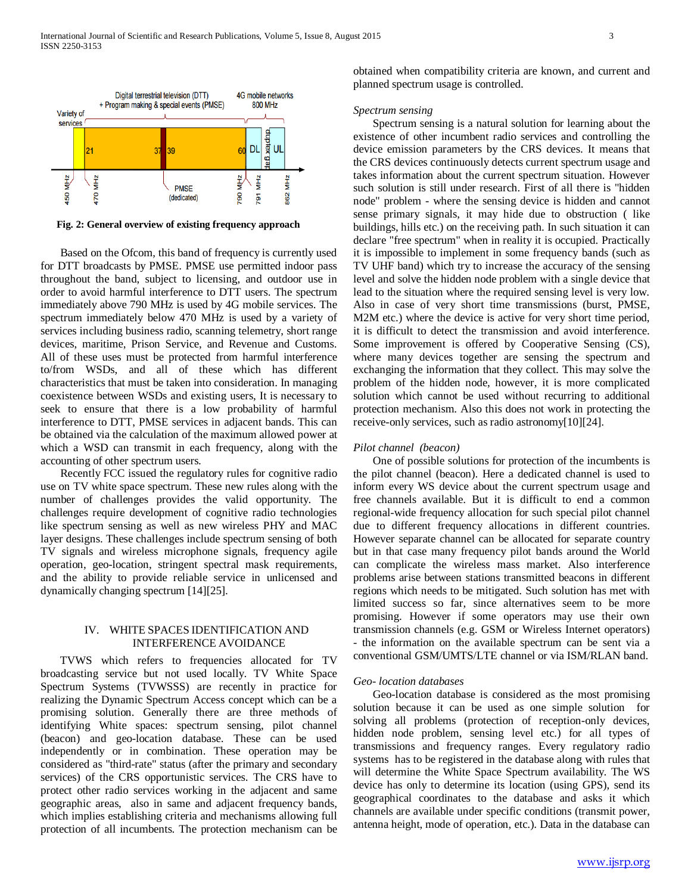**Fig. 2: General overview of existing frequency approach**

Based on the Ofcom, this band of frequency is currently used for DTT broadcasts by PMSE. PMSE use permitted indoor pass throughout the band, subject to licensing, and outdoor use in order to avoid harmful interference to DTT users. The spectrum immediately above 790 MHz is used by 4G mobile services. The spectrum immediately below 470 MHz is used by a variety of services including business radio, scanning telemetry, short range devices, maritime, Prison Service, and Revenue and Customs. All of these uses must be protected from harmful interference to/from WSDs, and all of these which has different characteristics that must be taken into consideration. In managing coexistence between WSDs and existing users, It is necessary to seek to ensure that there is a low probability of harmful interference to DTT, PMSE services in adjacent bands. This can be obtained via the calculation of the maximum allowed power at which a WSD can transmit in each frequency, along with the accounting of other spectrum users.

Recently FCC issued the regulatory rules for cognitive radio use on TV white space spectrum. These new rules along with the number of challenges provides the valid opportunity. The challenges require development of cognitive radio technologies like spectrum sensing as well as new wireless PHY and MAC layer designs. These challenges include spectrum sensing of both TV signals and wireless microphone signals, frequency agile operation, geo-location, stringent spectral mask requirements, and the ability to provide reliable service in unlicensed and dynamically changing spectrum [14][25].

## IV. WHITE SPACES IDENTIFICATION AND INTERFERENCE AVOIDANCE

TVWS which refers to frequencies allocated for TV broadcasting service but not used locally. TV White Space Spectrum Systems (TVWSSS) are recently in practice for realizing the Dynamic Spectrum Access concept which can be a promising solution. Generally there are three methods of identifying White spaces: spectrum sensing, pilot channel (beacon) and geo-location database. These can be used independently or in combination. These operation may be considered as "third-rate" status (after the primary and secondary services) of the CRS opportunistic services. The CRS have to protect other radio services working in the adjacent and same geographic areas, also in same and adjacent frequency bands, which implies establishing criteria and mechanisms allowing full protection of all incumbents. The protection mechanism can be obtained when compatibility criteria are known, and current and planned spectrum usage is controlled.

*Spectrum sensing*

Spectrum sensing is a natural solution for learning about the existence of other incumbent radio services and controlling the device emission parameters by the CRS devices. It means that the CRS devices continuously detects current spectrum usage and takes information about the current spectrum situation. However such solution is still under research. First of all there is "hidden node" problem - where the sensing device is hidden and cannot sense primary signals, it may hide due to obstruction ( like buildings, hills etc.) on the receiving path. In such situation it can declare "free spectrum" when in reality it is occupied. Practically it is impossible to implement in some frequency bands (such as TV UHF band) which try to increase the accuracy of the sensing level and solve the hidden node problem with a single device that lead to the situation where the required sensing level is very low. Also in case of very short time transmissions (burst, PMSE, M2M etc.) where the device is active for very short time period, it is difficult to detect the transmission and avoid interference. Some improvement is offered by Cooperative Sensing (CS), where many devices together are sensing the spectrum and exchanging the information that they collect. This may solve the problem of the hidden node, however, it is more complicated solution which cannot be used without recurring to additional protection mechanism. Also this does not work in protecting the receive-only services, such as radio astronomy[10][24].

*Pilot channel (beacon)*

One of possible solutions for protection of the incumbents is the pilot channel (beacon). Here a dedicated channel is used to inform every WS device about the current spectrum usage and free channels available. But it is difficult to end a common regional-wide frequency allocation for such special pilot channel due to different frequency allocations in different countries. However separate channel can be allocated for separate country but in that case many frequency pilot bands around the World can complicate the wireless mass market. Also interference problems arise between stations transmitted beacons in different regions which needs to be mitigated. Such solution has met with limited success so far, since alternatives seem to be more promising. However if some operators may use their own transmission channels (e.g. GSM or Wireless Internet operators) - the information on the available spectrum can be sent via a conventional GSM/UMTS/LTE channel or via ISM/RLAN band.

*Geo- location databases*

Geo-location database is considered as the most promising solution because it can be used as one simple solution for solving all problems (protection of reception-only devices, hidden node problem, sensing level etc.) for all types of transmissions and frequency ranges. Every regulatory radio systems has to be registered in the database along with rules that will determine the White Space Spectrum availability. The WS device has only to determine its location (using GPS), send its geographical coordinates to the database and asks it which channels are available under specific conditions (transmit power, antenna height, mode of operation, etc.). Data in the database can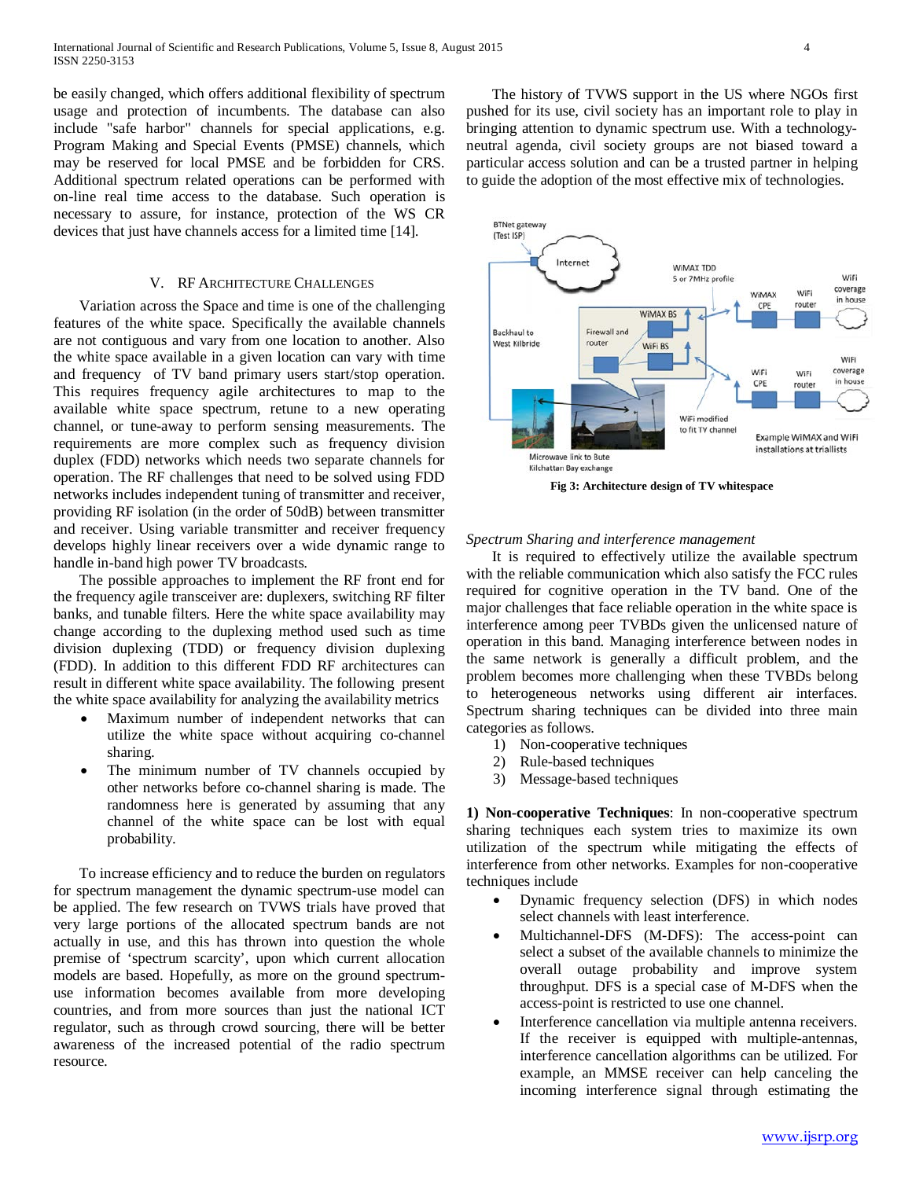be easily changed, which offers additional flexibility of spectrum usage and protection of incumbents. The database can also include "safe harbor" channels for special applications, e.g. Program Making and Special Events (PMSE) channels, which may be reserved for local PMSE and be forbidden for CRS. Additional spectrum related operations can be performed with on-line real time access to the database. Such operation is necessary to assure, for instance, protection of the WS CR devices that just have channels access for a limited time [14].

## V. RF Architecture Challenges

Variation across the Space and time is one of the challenging features of the white space. Specifically the available channels are not contiguous and vary from one location to another. Also the white space available in a given location can vary with time and frequency of TV band primary users start/stop operation. This requires frequency agile architectures to map to the available white space spectrum, retune to a new operating channel, or tune-away to perform sensing measurements. The requirements are more complex such as frequency division duplex (FDD) networks which needs two separate channels for operation. The RF challenges that need to be solved using FDD networks includes independent tuning of transmitter and receiver, providing RF isolation (in the order of 50dB) between transmitter and receiver. Using variable transmitter and receiver frequency develops highly linear receivers over a wide dynamic range to handle in-band high power TV broadcasts.

The possible approaches to implement the RF front end for the frequency agile transceiver are: duplexers, switching RF filter banks, and tunable filters. Here the white space availability may change according to the duplexing method used such as time division duplexing (TDD) or frequency division duplexing (FDD). In addition to this different FDD RF architectures can result in different white space availability. The following present the white space availability for analyzing the availability metrics

- Maximum number of independent networks that can utilize the white space without acquiring co-channel sharing.
- The minimum number of TV channels occupied by other networks before co-channel sharing is made. The randomness here is generated by assuming that any channel of the white space can be lost with equal probability.

To increase efficiency and to reduce the burden on regulators for spectrum management the dynamic spectrum-use model can be applied. The few research on TVWS trials have proved that very large portions of the allocated spectrum bands are not actually in use, and this has thrown into question the whole premise of 'spectrum scarcity', upon which current allocation models are based. Hopefully, as more on the ground spectrum-use information becomes available from more developing countries, and from more sources than just the national ICT regulator, such as through crowd sourcing, there will be better awareness of the increased potential of the radio spectrum resource.

The history of TVWS support in the US where NGOs first pushed for its use, civil society has an important role to play in bringing attention to dynamic spectrum use. With a technology-neutral agenda, civil society groups are not biased toward a particular access solution and can be a trusted partner in helping to guide the adoption of the most effective mix of technologies.

**Fig 3: Architecture design of TV whitespace**

*Spectrum Sharing and interference management*

It is required to effectively utilize the available spectrum with the reliable communication which also satisfy the FCC rules required for cognitive operation in the TV band. One of the major challenges that face reliable operation in the white space is interference among peer TVBDs given the unlicensed nature of operation in this band. Managing interference between nodes in the same network is generally a difficult problem, and the problem becomes more challenging when these TVBDs belong to heterogeneous networks using different air interfaces. Spectrum sharing techniques can be divided into three main categories as follows.

1) Non-cooperative techniques
2) Rule-based techniques
3) Message-based techniques

**1) Non-cooperative Techniques**: In non-cooperative spectrum sharing techniques each system tries to maximize its own utilization of the spectrum while mitigating the effects of interference from other networks. Examples for non-cooperative techniques include

- Dynamic frequency selection (DFS) in which nodes select channels with least interference.
- Multichannel-DFS (M-DFS): The access-point can select a subset of the available channels to minimize the overall outage probability and improve system throughput. DFS is a special case of M-DFS when the access-point is restricted to use one channel.
- Interference cancellation via multiple antenna receivers. If the receiver is equipped with multiple-antennas, interference cancellation algorithms can be utilized. For example, an MMSE receiver can help canceling the incoming interference signal through estimating the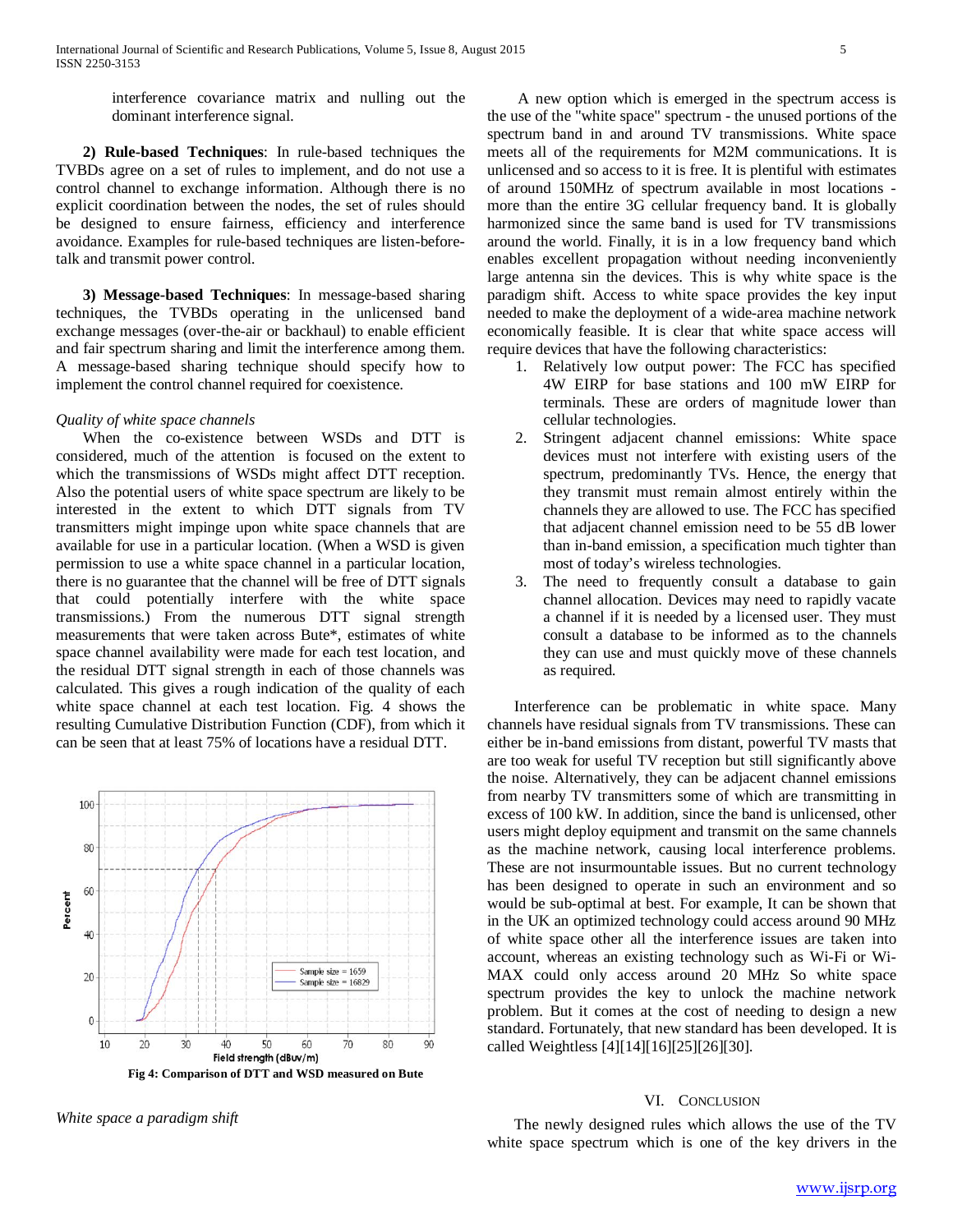interference covariance matrix and nulling out the dominant interference signal.

**2) Rule-based Techniques**: In rule-based techniques the TVBDs agree on a set of rules to implement, and do not use a control channel to exchange information. Although there is no explicit coordination between the nodes, the set of rules should be designed to ensure fairness, efficiency and interference avoidance. Examples for rule-based techniques are listen-before-talk and transmit power control.

**3) Message-based Techniques**: In message-based sharing techniques, the TVBDs operating in the unlicensed band exchange messages (over-the-air or backhaul) to enable efficient and fair spectrum sharing and limit the interference among them. A message-based sharing technique should specify how to implement the control channel required for coexistence.

*Quality of white space channels*

When the co-existence between WSDs and DTT is considered, much of the attention is focused on the extent to which the transmissions of WSDs might affect DTT reception. Also the potential users of white space spectrum are likely to be interested in the extent to which DTT signals from TV transmitters might impinge upon white space channels that are available for use in a particular location. (When a WSD is given permission to use a white space channel in a particular location, there is no guarantee that the channel will be free of DTT signals that could potentially interfere with the white space transmissions.) From the numerous DTT signal strength measurements that were taken across Bute*, estimates of white space channel availability were made for each test location, and the residual DTT signal strength in each of those channels was calculated. This gives a rough indication of the quality of each white space channel at each test location. Fig. 4 shows the resulting Cumulative Distribution Function (CDF), from which it can be seen that at least 75% of locations have a residual DTT.

Fig 4: Comparison of DTT and WSD measured on Bute

*White space a paradigm shift*

A new option which is emerged in the spectrum access is the use of the "white space" spectrum - the unused portions of the spectrum band in and around TV transmissions. White space meets all of the requirements for M2M communications. It is unlicensed and so access to it is free. It is plentiful with estimates of around 150MHz of spectrum available in most locations - more than the entire 3G cellular frequency band. It is globally harmonized since the same band is used for TV transmissions around the world. Finally, it is in a low frequency band which enables excellent propagation without needing inconveniently large antenna sin the devices. This is why white space is the paradigm shift. Access to white space provides the key input needed to make the deployment of a wide-area machine network economically feasible. It is clear that white space access will require devices that have the following characteristics:

1. Relatively low output power: The FCC has specified 4W EIRP for base stations and 100 mW EIRP for terminals. These are orders of magnitude lower than cellular technologies.
2. Stringent adjacent channel emissions: White space devices must not interfere with existing users of the spectrum, predominantly TVs. Hence, the energy that they transmit must remain almost entirely within the channels they are allowed to use. The FCC has specified that adjacent channel emission need to be 55 dB lower than in-band emission, a specification much tighter than most of today's wireless technologies.
3. The need to frequently consult a database to gain channel allocation. Devices may need to rapidly vacate a channel if it is needed by a licensed user. They must consult a database to be informed as to the channels they can use and must quickly move of these channels as required.

Interference can be problematic in white space. Many channels have residual signals from TV transmissions. These can either be in-band emissions from distant, powerful TV masts that are too weak for useful TV reception but still significantly above the noise. Alternatively, they can be adjacent channel emissions from nearby TV transmitters some of which are transmitting in excess of 100 kW. In addition, since the band is unlicensed, other users might deploy equipment and transmit on the same channels as the machine network, causing local interference problems. These are not insurmountable issues. But no current technology has been designed to operate in such an environment and so would be sub-optimal at best. For example, It can be shown that in the UK an optimized technology could access around 90 MHz of white space other all the interference issues are taken into account, whereas an existing technology such as Wi-Fi or Wi-MAX could only access around 20 MHz So white space spectrum provides the key to unlock the machine network problem. But it comes at the cost of needing to design a new standard. Fortunately, that new standard has been developed. It is called Weightless [4][14][16][25][26][30].

## VI. Conclusion

The newly designed rules which allows the use of the TV white space spectrum which is one of the key drivers in the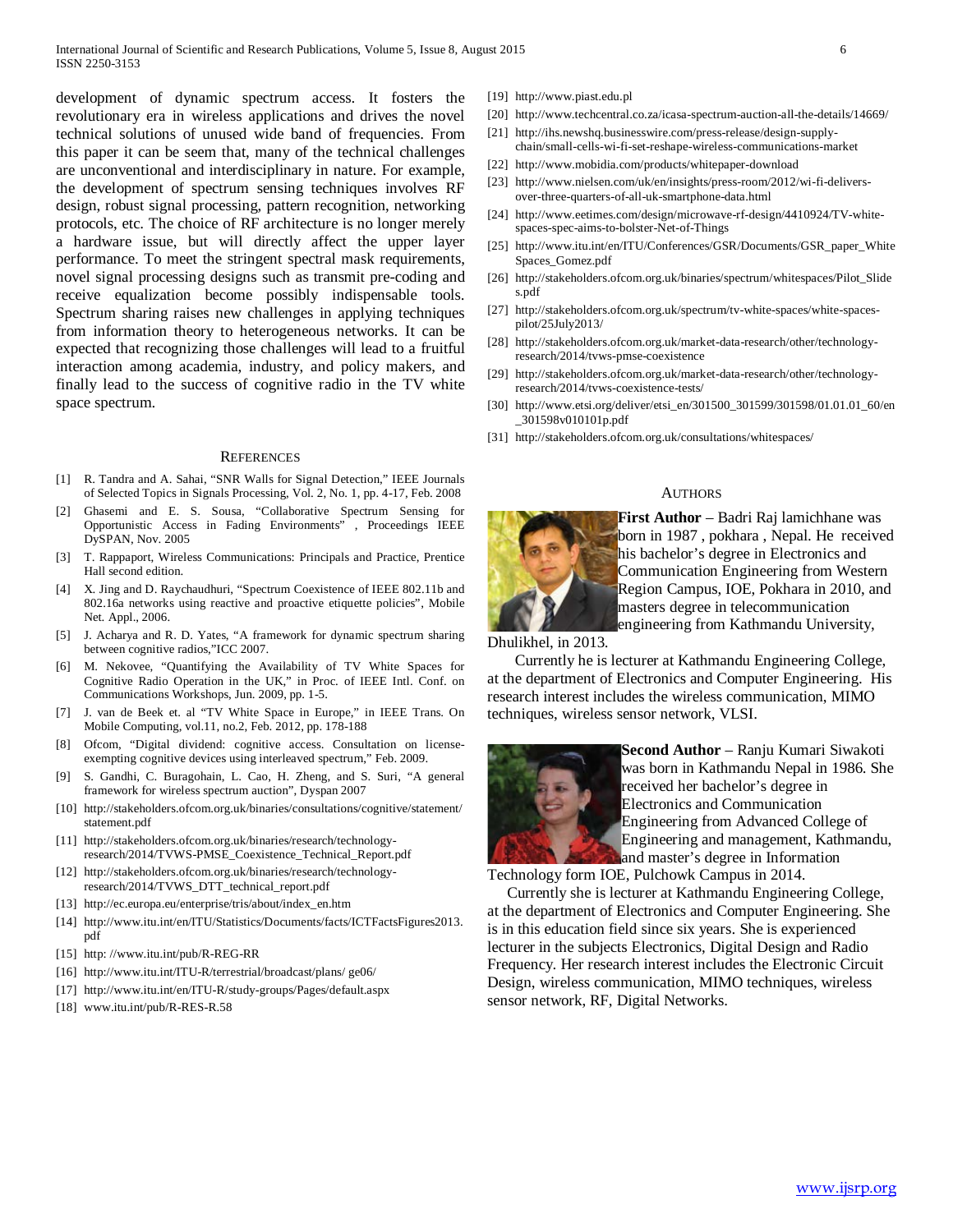development of dynamic spectrum access. It fosters the revolutionary era in wireless applications and drives the novel technical solutions of unused wide band of frequencies. From this paper it can be seem that, many of the technical challenges are unconventional and interdisciplinary in nature. For example, the development of spectrum sensing techniques involves RF design, robust signal processing, pattern recognition, networking protocols, etc. The choice of RF architecture is no longer merely a hardware issue, but will directly affect the upper layer performance. To meet the stringent spectral mask requirements, novel signal processing designs such as transmit pre-coding and receive equalization become possibly indispensable tools. Spectrum sharing raises new challenges in applying techniques from information theory to heterogeneous networks. It can be expected that recognizing those challenges will lead to a fruitful interaction among academia, industry, and policy makers, and finally lead to the success of cognitive radio in the TV white space spectrum.

## References

- [1] R. Tandra and A. Sahai, "SNR Walls for Signal Detection," IEEE Journals of Selected Topics in Signals Processing, Vol. 2, No. 1, pp. 4-17, Feb. 2008
- [2] Ghasemi and E. S. Sousa, "Collaborative Spectrum Sensing for Opportunistic Access in Fading Environments" , Proceedings IEEE DySPAN, Nov. 2005
- [3] T. Rappaport, Wireless Communications: Principals and Practice, Prentice Hall second edition.
- [4] X. Jing and D. Raychaudhuri, "Spectrum Coexistence of IEEE 802.11b and 802.16a networks using reactive and proactive etiquette policies", Mobile Net. Appl., 2006.
- [5] J. Acharya and R. D. Yates, "A framework for dynamic spectrum sharing between cognitive radios,"ICC 2007.
- [6] M. Nekovee, "Quantifying the Availability of TV White Spaces for Cognitive Radio Operation in the UK," in Proc. of IEEE Intl. Conf. on Communications Workshops, Jun. 2009, pp. 1-5.
- [7] J. van de Beek et. al "TV White Space in Europe," in IEEE Trans. On Mobile Computing, vol.11, no.2, Feb. 2012, pp. 178-188
- [8] Ofcom, "Digital dividend: cognitive access. Consultation on license-exempting cognitive devices using interleaved spectrum," Feb. 2009.
- [9] S. Gandhi, C. Buragohain, L. Cao, H. Zheng, and S. Suri, "A general framework for wireless spectrum auction", Dyspan 2007
- [10] http://stakeholders.ofcom.org.uk/binaries/consultations/cognitive/statement/statement.pdf
- [11] http://stakeholders.ofcom.org.uk/binaries/research/technology-research/2014/TVWS-PMSE_Coexistence_Technical_Report.pdf
- [12] http://stakeholders.ofcom.org.uk/binaries/research/technology-research/2014/TVWS_DTT_technical_report.pdf
- [13] http://ec.europa.eu/enterprise/tris/about/index_en.htm
- [14] http://www.itu.int/en/ITU/Statistics/Documents/facts/ICTFactsFigures2013.pdf
- [15] http: //www.itu.int/pub/R-REG-RR
- [16] http://www.itu.int/ITU-R/terrestrial/broadcast/plans/ ge06/
- [17] http://www.itu.int/en/ITU-R/study-groups/Pages/default.aspx
- [18] www.itu.int/pub/R-RES-R.58
- [19] http://www.piast.edu.pl
- [20] http://www.techcentral.co.za/icasa-spectrum-auction-all-the-details/14669/
- [21] http://ihs.newshq.businesswire.com/press-release/design-supply-chain/small-cells-wi-fi-set-reshape-wireless-communications-market
- [22] http://www.mobidia.com/products/whitepaper-download
- [23] http://www.nielsen.com/uk/en/insights/press-room/2012/wi-fi-delivers-over-three-quarters-of-all-uk-smartphone-data.html
- [24] http://www.eetimes.com/design/microwave-rf-design/4410924/TV-white-spaces-spec-aims-to-bolster-Net-of-Things
- [25] http://www.itu.int/en/ITU/Conferences/GSR/Documents/GSR_paper_WhiteSpaces_Gomez.pdf
- [26] http://stakeholders.ofcom.org.uk/binaries/spectrum/whitespaces/Pilot_Slides.pdf
- [27] http://stakeholders.ofcom.org.uk/spectrum/tv-white-spaces/white-spaces-pilot/25July2013/
- [28] http://stakeholders.ofcom.org.uk/market-data-research/other/technology-research/2014/tvws-pmse-coexistence
- [29] http://stakeholders.ofcom.org.uk/market-data-research/other/technology-research/2014/tvws-coexistence-tests/
- [30] http://www.etsi.org/deliver/etsi_en/301500_301599/301598/01.01.01_60/en_301598v010101p.pdf
- [31] http://stakeholders.ofcom.org.uk/consultations/whitespaces/

## Authors

**First Author** – Badri Raj lamichhane was born in 1987 , pokhara , Nepal. He received his bachelor's degree in Electronics and Communication Engineering from Western Region Campus, IOE, Pokhara in 2010, and masters degree in telecommunication engineering from Kathmandu University, Dhulikhel, in 2013.

Currently he is lecturer at Kathmandu Engineering College, at the department of Electronics and Computer Engineering. His research interest includes the wireless communication, MIMO techniques, wireless sensor network, VLSI.

**Second Author** – Ranju Kumari Siwakoti was born in Kathmandu Nepal in 1986. She received her bachelor's degree in Electronics and Communication Engineering from Advanced College of Engineering and management, Kathmandu, and master's degree in Information Technology form IOE, Pulchowk Campus in 2014.

Currently she is lecturer at Kathmandu Engineering College, at the department of Electronics and Computer Engineering. She is in this education field since six years. She is experienced lecturer in the subjects Electronics, Digital Design and Radio Frequency. Her research interest includes the Electronic Circuit Design, wireless communication, MIMO techniques, wireless sensor network, RF, Digital Networks.